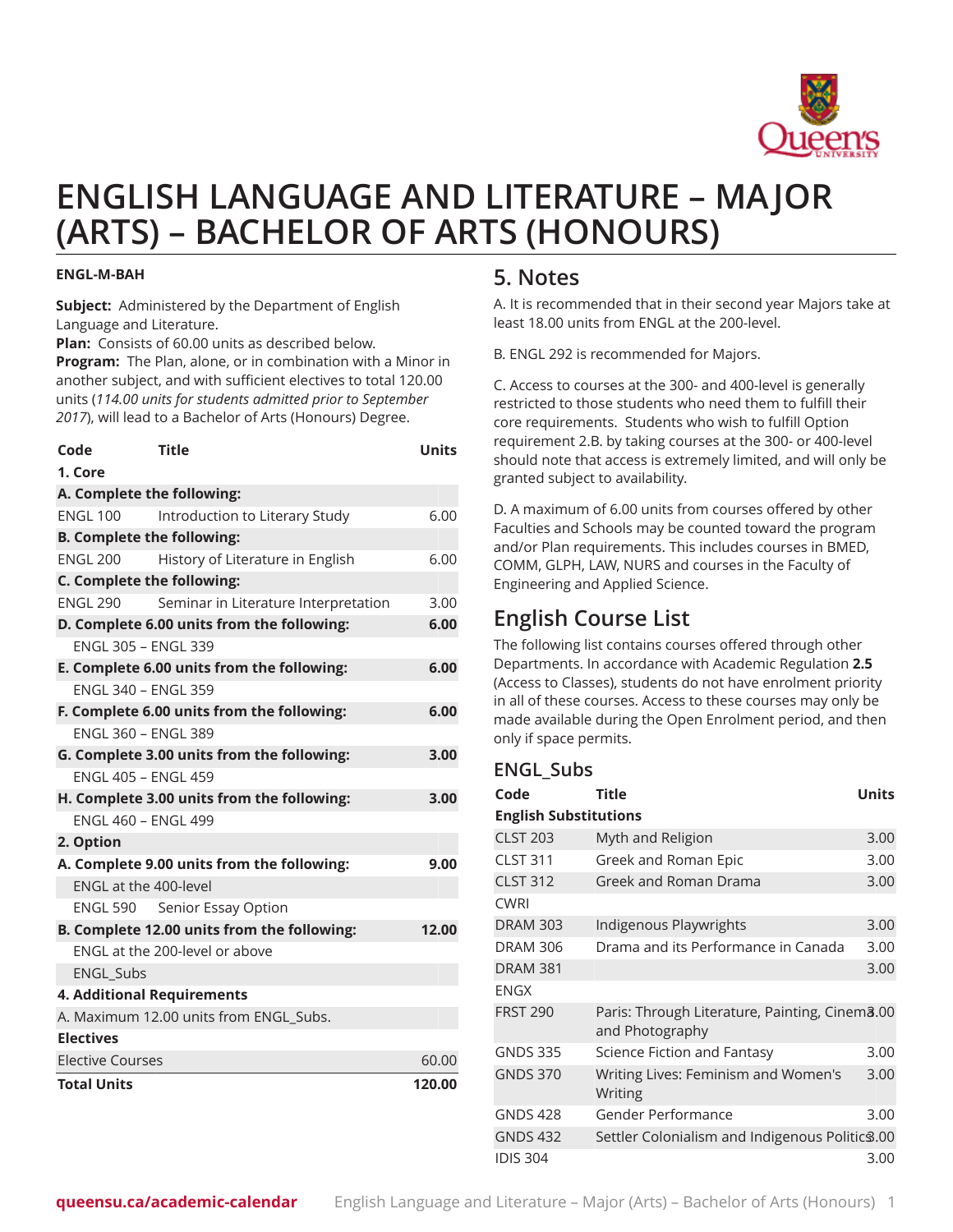# ENGLISH LANGUAGE AND LITERATURE – MAJOR (ARTS) – BACHELOR OF ARTS (HONOURS)

**ENGL-M-BAH**

**Subject:** Administered by the Department of English Language and Literature.
**Plan:** Consists of 60.00 units as described below.
**Program:** The Plan, alone, or in combination with a Minor in another subject, and with sufficient electives to total 120.00 units (*114.00 units for students admitted prior to September 2017*), will lead to a Bachelor of Arts (Honours) Degree.

| Code | Title | Units |
|---|---|---|
| **1. Core** | | |
| **A. Complete the following:** | | |
| ENGL 100 | Introduction to Literary Study | 6.00 |
| **B. Complete the following:** | | |
| ENGL 200 | History of Literature in English | 6.00 |
| **C. Complete the following:** | | |
| ENGL 290 | Seminar in Literature Interpretation | 3.00 |
| **D. Complete 6.00 units from the following:** | | **6.00** |
| ENGL 305 – ENGL 339 | | |
| **E. Complete 6.00 units from the following:** | | **6.00** |
| ENGL 340 – ENGL 359 | | |
| **F. Complete 6.00 units from the following:** | | **6.00** |
| ENGL 360 – ENGL 389 | | |
| **G. Complete 3.00 units from the following:** | | **3.00** |
| ENGL 405 – ENGL 459 | | |
| **H. Complete 3.00 units from the following:** | | **3.00** |
| ENGL 460 – ENGL 499 | | |
| **2. Option** | | |
| **A. Complete 9.00 units from the following:** | | **9.00** |
| ENGL at the 400-level | | |
| ENGL 590 | Senior Essay Option | |
| **B. Complete 12.00 units from the following:** | | **12.00** |
| ENGL at the 200-level or above | | |
| ENGL_Subs | | |
| **4. Additional Requirements** | | |
| A. Maximum 12.00 units from ENGL_Subs. | | |
| **Electives** | | |
| Elective Courses | | 60.00 |
| **Total Units** | | **120.00** |

## 5. Notes

A. It is recommended that in their second year Majors take at least 18.00 units from ENGL at the 200-level.

B. ENGL 292 is recommended for Majors.

C. Access to courses at the 300- and 400-level is generally restricted to those students who need them to fulfill their core requirements. Students who wish to fulfill Option requirement 2.B. by taking courses at the 300- or 400-level should note that access is extremely limited, and will only be granted subject to availability.

D. A maximum of 6.00 units from courses offered by other Faculties and Schools may be counted toward the program and/or Plan requirements. This includes courses in BMED, COMM, GLPH, LAW, NURS and courses in the Faculty of Engineering and Applied Science.

## English Course List

The following list contains courses offered through other Departments. In accordance with Academic Regulation **2.5** (Access to Classes), students do not have enrolment priority in all of these courses. Access to these courses may only be made available during the Open Enrolment period, and then only if space permits.

### ENGL_Subs

| Code | Title | Units |
|---|---|---|
| **English Substitutions** | | |
| CLST 203 | Myth and Religion | 3.00 |
| CLST 311 | Greek and Roman Epic | 3.00 |
| CLST 312 | Greek and Roman Drama | 3.00 |
| CWRI | | |
| DRAM 303 | Indigenous Playwrights | 3.00 |
| DRAM 306 | Drama and its Performance in Canada | 3.00 |
| DRAM 381 | | 3.00 |
| ENGX | | |
| FRST 290 | Paris: Through Literature, Painting, Cinema and Photography | 3.00 |
| GNDS 335 | Science Fiction and Fantasy | 3.00 |
| GNDS 370 | Writing Lives: Feminism and Women's Writing | 3.00 |
| GNDS 428 | Gender Performance | 3.00 |
| GNDS 432 | Settler Colonialism and Indigenous Politics | 3.00 |
| IDIS 304 | | 3.00 |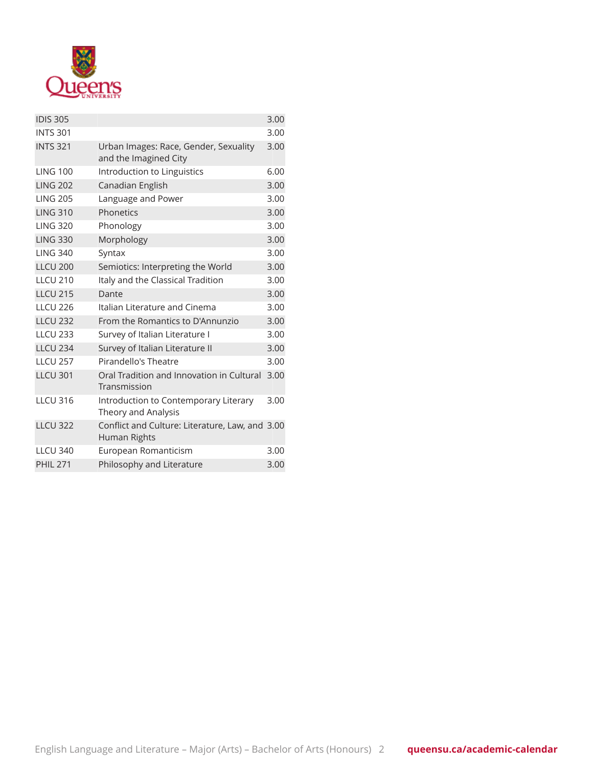| | | |
|---|---|---|
| IDIS 305 | | 3.00 |
| INTS 301 | | 3.00 |
| INTS 321 | Urban Images: Race, Gender, Sexuality and the Imagined City | 3.00 |
| LING 100 | Introduction to Linguistics | 6.00 |
| LING 202 | Canadian English | 3.00 |
| LING 205 | Language and Power | 3.00 |
| LING 310 | Phonetics | 3.00 |
| LING 320 | Phonology | 3.00 |
| LING 330 | Morphology | 3.00 |
| LING 340 | Syntax | 3.00 |
| LLCU 200 | Semiotics: Interpreting the World | 3.00 |
| LLCU 210 | Italy and the Classical Tradition | 3.00 |
| LLCU 215 | Dante | 3.00 |
| LLCU 226 | Italian Literature and Cinema | 3.00 |
| LLCU 232 | From the Romantics to D'Annunzio | 3.00 |
| LLCU 233 | Survey of Italian Literature I | 3.00 |
| LLCU 234 | Survey of Italian Literature II | 3.00 |
| LLCU 257 | Pirandello's Theatre | 3.00 |
| LLCU 301 | Oral Tradition and Innovation in Cultural Transmission | 3.00 |
| LLCU 316 | Introduction to Contemporary Literary Theory and Analysis | 3.00 |
| LLCU 322 | Conflict and Culture: Literature, Law, and Human Rights | 3.00 |
| LLCU 340 | European Romanticism | 3.00 |
| PHIL 271 | Philosophy and Literature | 3.00 |